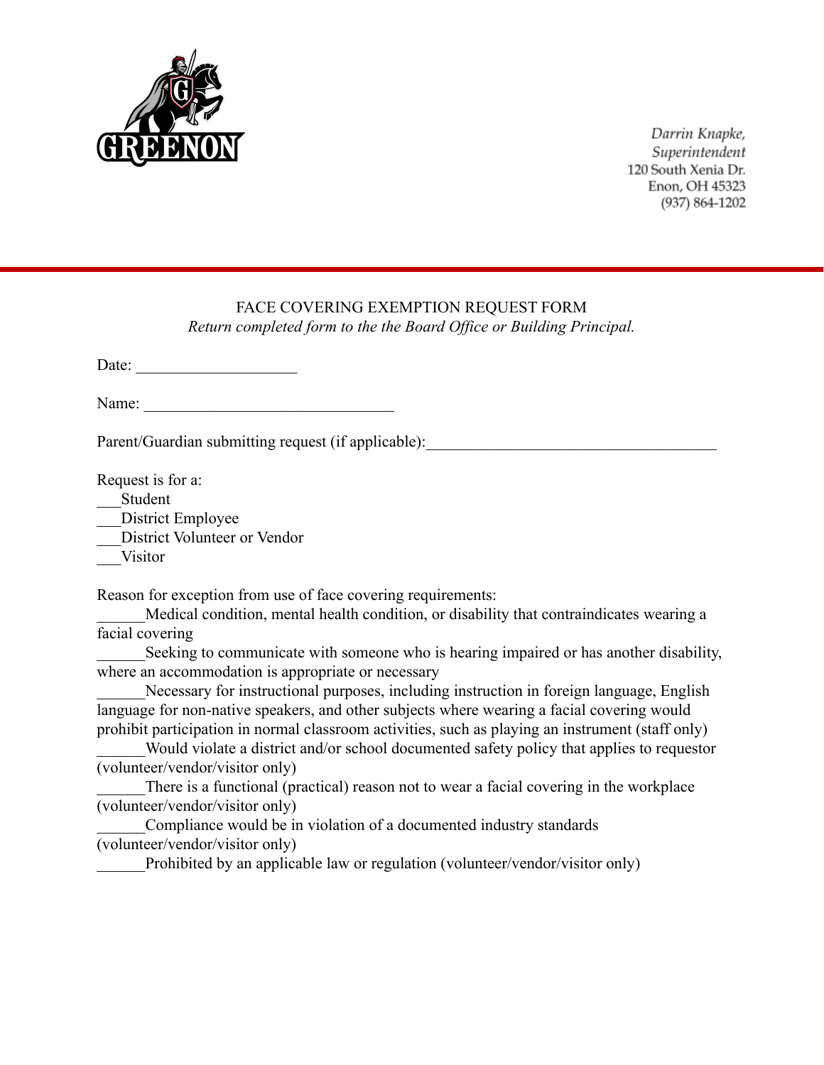GREENON

*Darrin Knapke,*
*Superintendent*
120 South Xenia Dr.
Enon, OH 45323
(937) 864-1202

FACE COVERING EXEMPTION REQUEST FORM

*Return completed form to the the Board Office or Building Principal.*

Date: ____________________

Name: _______________________________

Parent/Guardian submitting request (if applicable):____________________________________

Request is for a:

___Student
___District Employee
___District Volunteer or Vendor
___Visitor

Reason for exception from use of face covering requirements:

______Medical condition, mental health condition, or disability that contraindicates wearing a facial covering

______Seeking to communicate with someone who is hearing impaired or has another disability, where an accommodation is appropriate or necessary

______Necessary for instructional purposes, including instruction in foreign language, English language for non-native speakers, and other subjects where wearing a facial covering would prohibit participation in normal classroom activities, such as playing an instrument (staff only)

______Would violate a district and/or school documented safety policy that applies to requestor (volunteer/vendor/visitor only)

______There is a functional (practical) reason not to wear a facial covering in the workplace (volunteer/vendor/visitor only)

______Compliance would be in violation of a documented industry standards (volunteer/vendor/visitor only)

______Prohibited by an applicable law or regulation (volunteer/vendor/visitor only)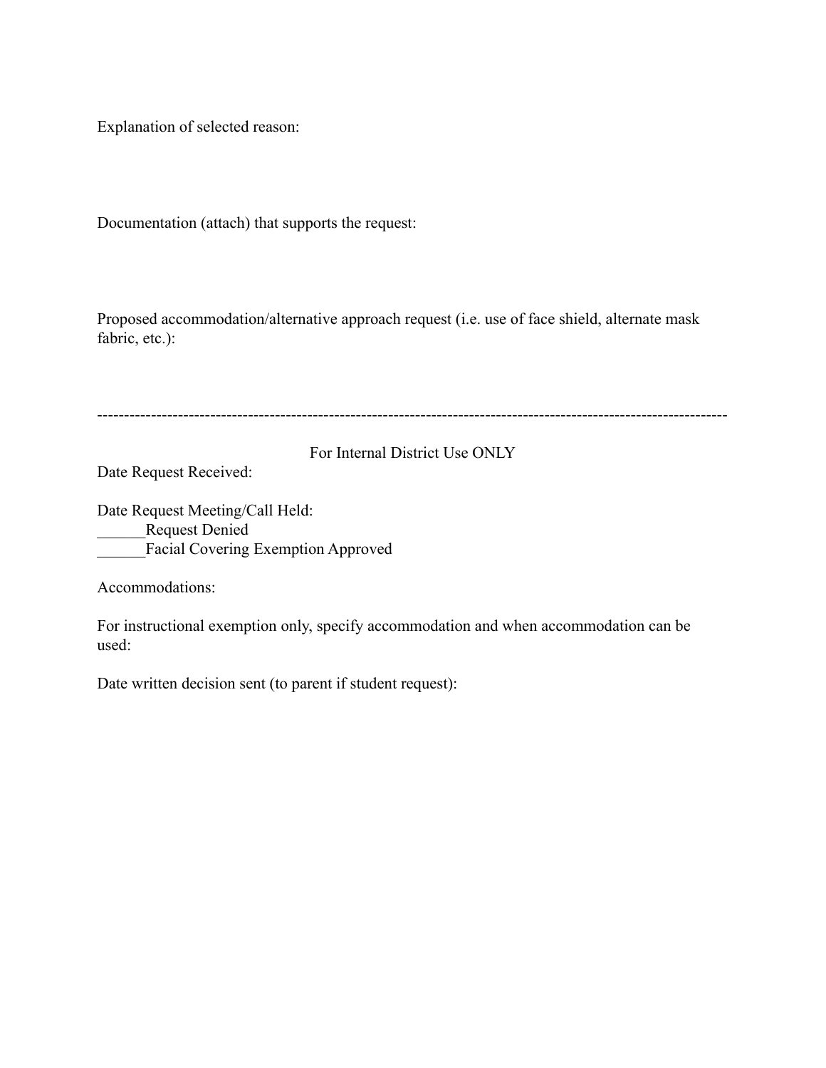Explanation of selected reason:

Documentation (attach) that supports the request:

Proposed accommodation/alternative approach request (i.e. use of face shield, alternate mask fabric, etc.):

---

For Internal District Use ONLY

Date Request Received:

Date Request Meeting/Call Held:
______Request Denied
______Facial Covering Exemption Approved

Accommodations:

For instructional exemption only, specify accommodation and when accommodation can be used:

Date written decision sent (to parent if student request):